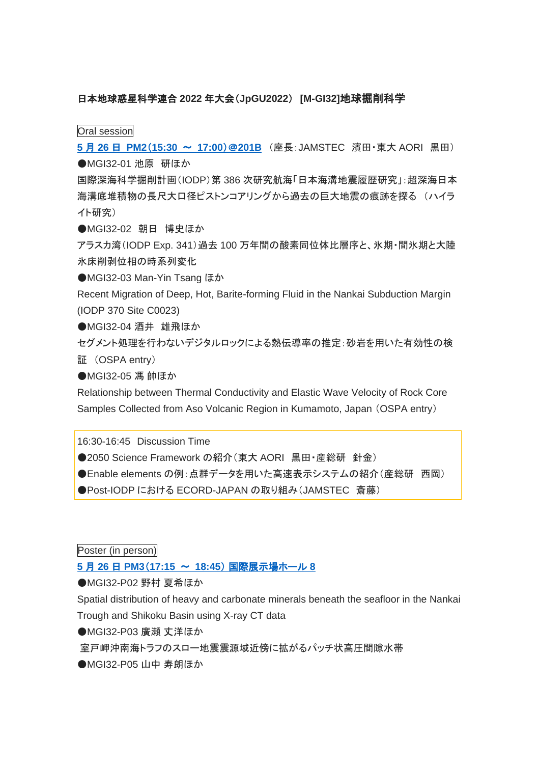**日本地球惑星科学連合 2022 年大会（JpGU2022） [M-GI32]地球掘削科学**

Oral session

**5 月 26 日 PM2（15:30 ～ 17:00）@201B** （座長：JAMSTEC 濱田・東大 AORI 黒田）

●MGI32-01 池原 研ほか

国際深海科学掘削計画（IODP）第 386 次研究航海「日本海溝地震履歴研究」：超深海日本海溝底堆積物の長尺大口径ピストンコアリングから過去の巨大地震の痕跡を探る （ハイライト研究）

●MGI32-02 朝日 博史ほか

アラスカ湾（IODP Exp. 341）過去 100 万年間の酸素同位体比層序と、氷期・間氷期と大陸氷床削剥位相の時系列変化

●MGI32-03 Man-Yin Tsang ほか

Recent Migration of Deep, Hot, Barite-forming Fluid in the Nankai Subduction Margin (IODP 370 Site C0023)

●MGI32-04 酒井 雄飛ほか

セグメント処理を行わないデジタルロックによる熱伝導率の推定：砂岩を用いた有効性の検証 （OSPA entry）

●MGI32-05 馮 帥ほか

Relationship between Thermal Conductivity and Elastic Wave Velocity of Rock Core Samples Collected from Aso Volcanic Region in Kumamoto, Japan（OSPA entry）

16:30-16:45 Discussion Time

●2050 Science Framework の紹介（東大 AORI 黒田・産総研 針金）

●Enable elements の例：点群データを用いた高速表示システムの紹介（産総研 西岡）

●Post-IODP における ECORD-JAPAN の取り組み（JAMSTEC 斎藤）

Poster (in person)

**5 月 26 日 PM3（17:15 ～ 18:45） 国際展示場ホール 8**

●MGI32-P02 野村 夏希ほか

Spatial distribution of heavy and carbonate minerals beneath the seafloor in the Nankai Trough and Shikoku Basin using X-ray CT data

●MGI32-P03 廣瀬 丈洋ほか

室戸岬沖南海トラフのスロー地震震源域近傍に拡がるパッチ状高圧間隙水帯

●MGI32-P05 山中 寿朗ほか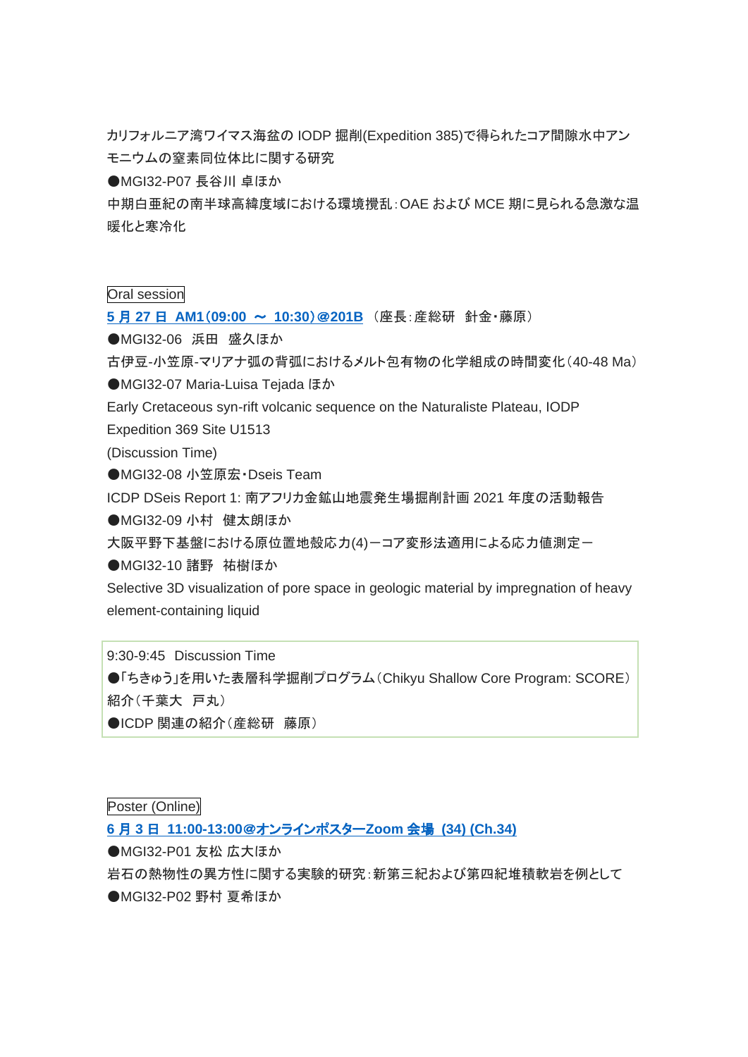カリフォルニア湾ワイマス海盆の IODP 掘削(Expedition 385)で得られたコア間隙水中アンモニウムの窒素同位体比に関する研究

●MGI32-P07 長谷川 卓ほか

中期白亜紀の南半球高緯度域における環境撹乱：OAE および MCE 期に見られる急激な温暖化と寒冷化

Oral session

**5 月 27 日 AM1(09:00 ～ 10:30)@201B** （座長：産総研 針金・藤原）

●MGI32-06 浜田 盛久ほか

古伊豆-小笠原-マリアナ弧の背弧におけるメルト包有物の化学組成の時間変化（40-48 Ma）

●MGI32-07 Maria-Luisa Tejada ほか

Early Cretaceous syn-rift volcanic sequence on the Naturaliste Plateau, IODP Expedition 369 Site U1513

(Discussion Time)

●MGI32-08 小笠原宏・Dseis Team

ICDP DSeis Report 1: 南アフリカ金鉱山地震発生場掘削計画 2021 年度の活動報告

●MGI32-09 小村 健太朗ほか

大阪平野下基盤における原位置地殻応力(4)－コア変形法適用による応力値測定－

●MGI32-10 諸野 祐樹ほか

Selective 3D visualization of pore space in geologic material by impregnation of heavy element-containing liquid

9:30-9:45 Discussion Time

●「ちきゅう」を用いた表層科学掘削プログラム（Chikyu Shallow Core Program: SCORE）紹介（千葉大 戸丸）

●ICDP 関連の紹介（産総研 藤原）

Poster (Online)

**6 月 3 日 11:00-13:00@オンラインポスターZoom 会場 (34) (Ch.34)**

●MGI32-P01 友松 広大ほか

岩石の熱物性の異方性に関する実験的研究：新第三紀および第四紀堆積軟岩を例として

●MGI32-P02 野村 夏希ほか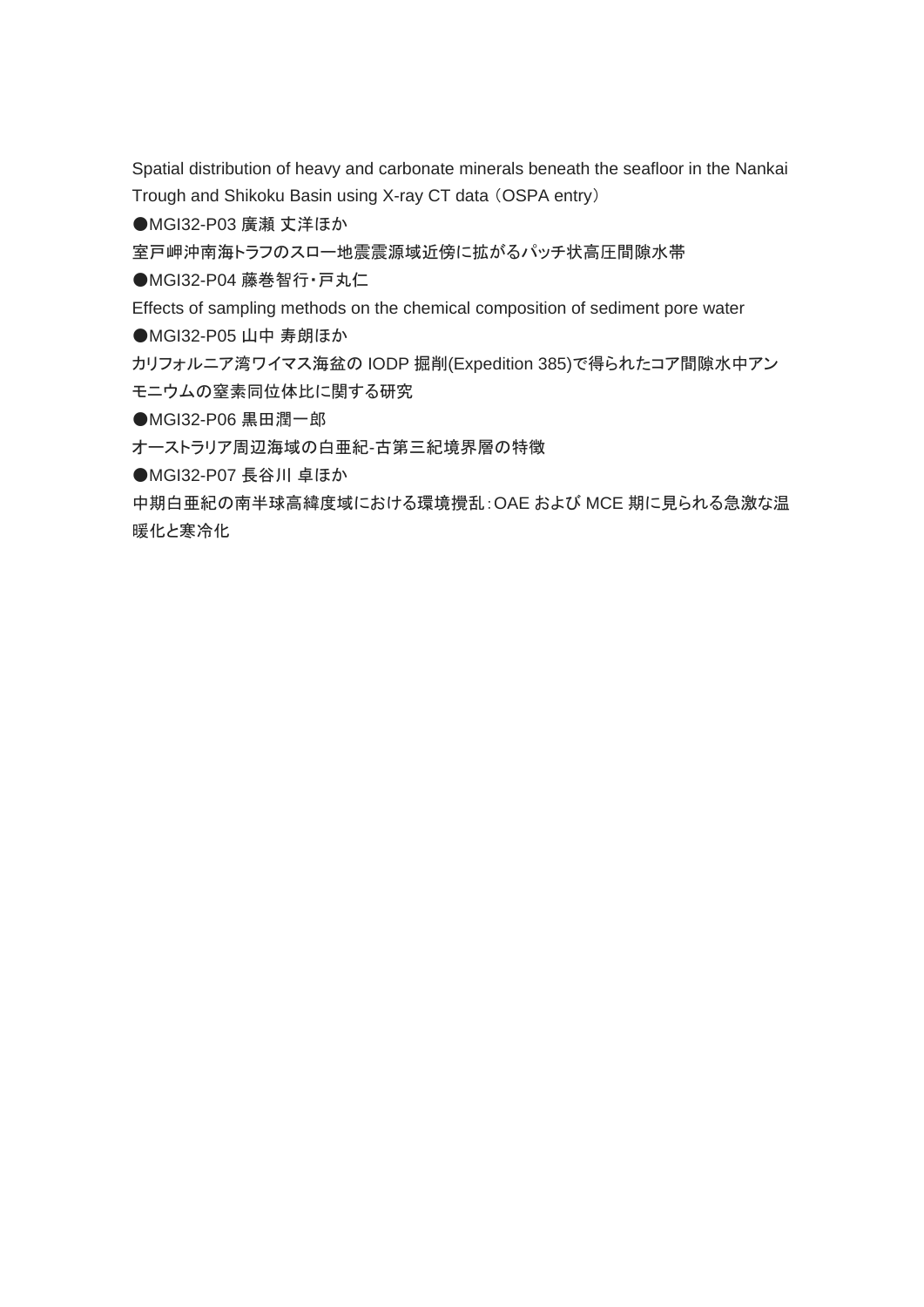Spatial distribution of heavy and carbonate minerals beneath the seafloor in the Nankai Trough and Shikoku Basin using X-ray CT data（OSPA entry）

●MGI32-P03 廣瀬 丈洋ほか

室戸岬沖南海トラフのスロー地震震源域近傍に拡がるパッチ状高圧間隙水帯

●MGI32-P04 藤巻智行・戸丸仁

Effects of sampling methods on the chemical composition of sediment pore water

●MGI32-P05 山中 寿朗ほか

カリフォルニア湾ワイマス海盆の IODP 掘削(Expedition 385)で得られたコア間隙水中アンモニウムの窒素同位体比に関する研究

●MGI32-P06 黒田潤一郎

オーストラリア周辺海域の白亜紀-古第三紀境界層の特徴

●MGI32-P07 長谷川 卓ほか

中期白亜紀の南半球高緯度域における環境攪乱：OAE および MCE 期に見られる急激な温暖化と寒冷化